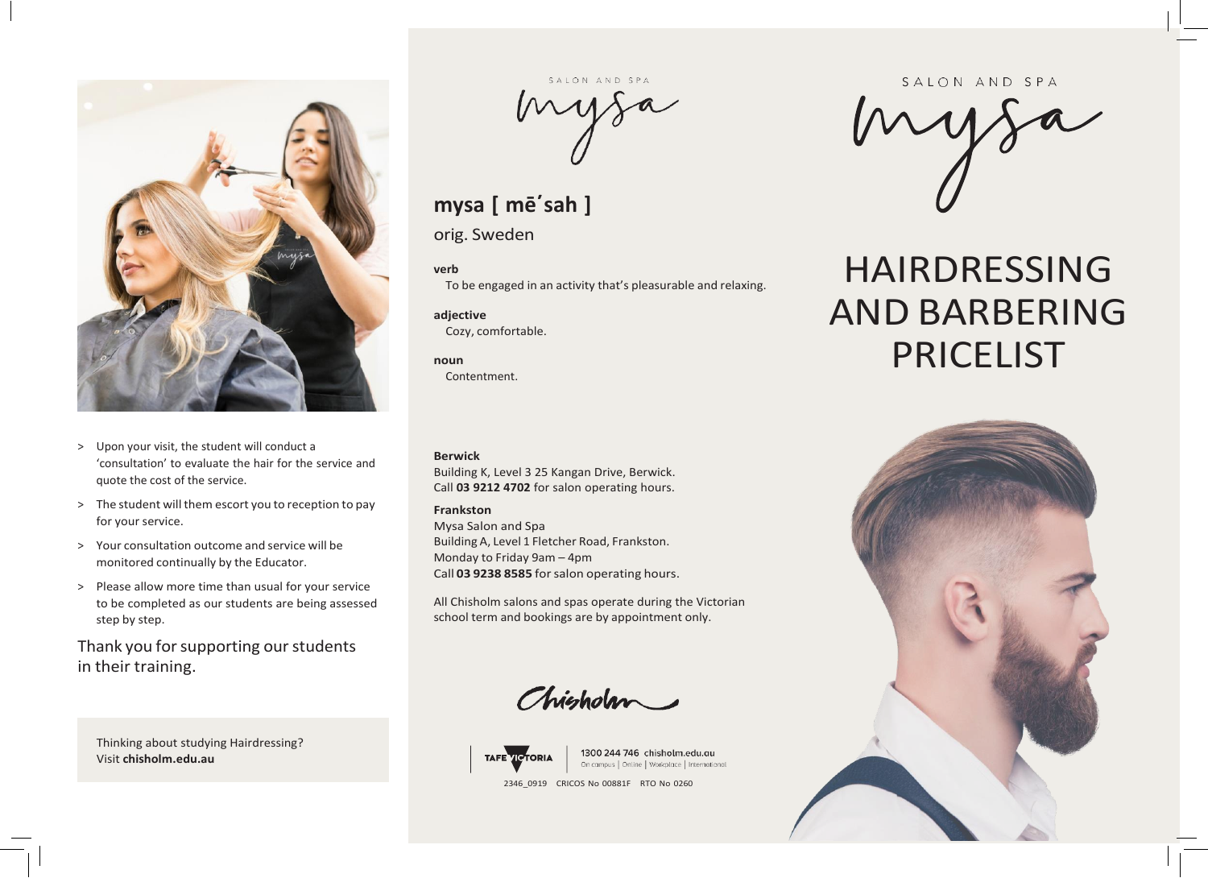- Upon your visit, the student will conduct a ‘consultation’ to evaluate the hair for the service and quote the cost of the service.
- The student will them escort you to reception to pay for your service.
- Your consultation outcome and service will be monitored continually by the Educator.
- Please allow more time than usual for your service to be completed as our students are being assessed step by step.

Thank you for supporting our students in their training.

Thinking about studying Hairdressing?
Visit **chisholm.edu.au**

SALON AND SPA

mysa

## mysa [ mēˊsah ]

orig. Sweden

**verb**
To be engaged in an activity that’s pleasurable and relaxing.

**adjective**
Cozy, comfortable.

**noun**
Contentment.

**Berwick**
Building K, Level 3 25 Kangan Drive, Berwick.
Call **03 9212 4702** for salon operating hours.

**Frankston**
Mysa Salon and Spa
Building A, Level 1 Fletcher Road, Frankston.
Monday to Friday 9am – 4pm
Call **03 9238 8585** for salon operating hours.

All Chisholm salons and spas operate during the Victorian school term and bookings are by appointment only.

Chisholm

TAFE VICTORIA

1300 244 746 chisholm.edu.au
On campus | Online | Workplace | International

2346_0919 CRICOS No 00881F RTO No 0260

SALON AND SPA

mysa

# HAIRDRESSING AND BARBERING PRICELIST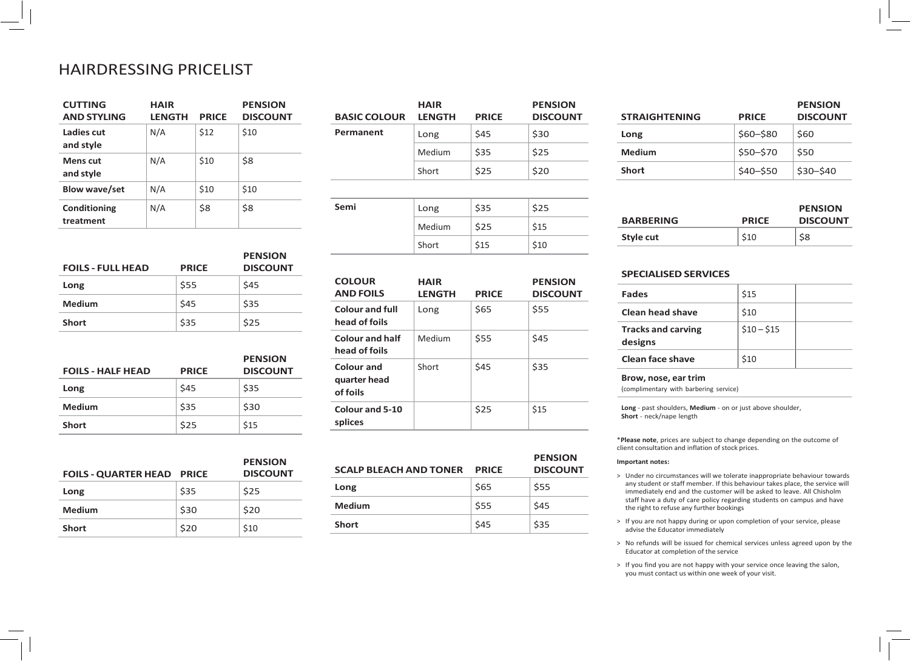# HAIRDRESSING PRICELIST

| CUTTING AND STYLING | HAIR LENGTH | PRICE | PENSION DISCOUNT |
|---|---|---|---|
| **Ladies cut and style** | N/A | $12 | $10 |
| **Mens cut and style** | N/A | $10 | $8 |
| **Blow wave/set** | N/A | $10 | $10 |
| **Conditioning treatment** | N/A | $8 | $8 |

| FOILS - FULL HEAD | PRICE | PENSION DISCOUNT |
|---|---|---|
| **Long** | $55 | $45 |
| **Medium** | $45 | $35 |
| **Short** | $35 | $25 |

| FOILS - HALF HEAD | PRICE | PENSION DISCOUNT |
|---|---|---|
| **Long** | $45 | $35 |
| **Medium** | $35 | $30 |
| **Short** | $25 | $15 |

| FOILS - QUARTER HEAD | PRICE | PENSION DISCOUNT |
|---|---|---|
| **Long** | $35 | $25 |
| **Medium** | $30 | $20 |
| **Short** | $20 | $10 |

| BASIC COLOUR | HAIR LENGTH | PRICE | PENSION DISCOUNT |
|---|---|---|---|
| **Permanent** | Long | $45 | $30 |
| | Medium | $35 | $25 |
| | Short | $25 | $20 |
| **Semi** | Long | $35 | $25 |
| | Medium | $25 | $15 |
| | Short | $15 | $10 |

| COLOUR AND FOILS | HAIR LENGTH | PRICE | PENSION DISCOUNT |
|---|---|---|---|
| **Colour and full head of foils** | Long | $65 | $55 |
| **Colour and half head of foils** | Medium | $55 | $45 |
| **Colour and quarter head of foils** | Short | $45 | $35 |
| **Colour and 5-10 splices** | | $25 | $15 |

| SCALP BLEACH AND TONER | PRICE | PENSION DISCOUNT |
|---|---|---|
| **Long** | $65 | $55 |
| **Medium** | $55 | $45 |
| **Short** | $45 | $35 |

| STRAIGHTENING | PRICE | PENSION DISCOUNT |
|---|---|---|
| **Long** | $60–$80 | $60 |
| **Medium** | $50–$70 | $50 |
| **Short** | $40–$50 | $30–$40 |

| BARBERING | PRICE | PENSION DISCOUNT |
|---|---|---|
| **Style cut** | $10 | $8 |

| SPECIALISED SERVICES | | |
|---|---|---|
| **Fades** | $15 | |
| **Clean head shave** | $10 | |
| **Tracks and carving designs** | $10 – $15 | |
| **Clean face shave** | $10 | |
| **Brow, nose, ear trim** (complimentary with barbering service) | | |

**Long** - past shoulders, **Medium** - on or just above shoulder, **Short** - neck/nape length

***Please note**, prices are subject to change depending on the outcome of client consultation and inflation of stock prices.

**Important notes:**

> Under no circumstances will we tolerate inappropriate behaviour towards any student or staff member. If this behaviour takes place, the service will immediately end and the customer will be asked to leave. All Chisholm staff have a duty of care policy regarding students on campus and have the right to refuse any further bookings

> If you are not happy during or upon completion of your service, please advise the Educator immediately

> No refunds will be issued for chemical services unless agreed upon by the Educator at completion of the service

> If you find you are not happy with your service once leaving the salon, you must contact us within one week of your visit.